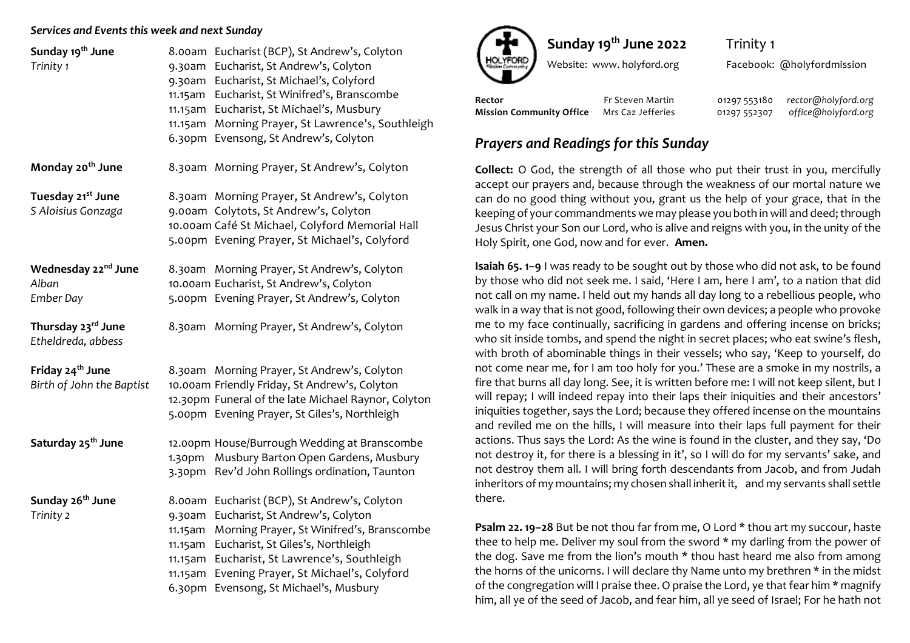***Services and Events this week and next Sunday***

| | | |
|---|---|---|
| **Sunday 19th June**<br>*Trinity 1* | 8.00am | Eucharist (BCP), St Andrew's, Colyton |
| | 9.30am | Eucharist, St Andrew's, Colyton |
| | 9.30am | Eucharist, St Michael's, Colyford |
| | 11.15am | Eucharist, St Winifred's, Branscombe |
| | 11.15am | Eucharist, St Michael's, Musbury |
| | 11.15am | Morning Prayer, St Lawrence's, Southleigh |
| | 6.30pm | Evensong, St Andrew's, Colyton |
| **Monday 20th June** | 8.30am | Morning Prayer, St Andrew's, Colyton |
| **Tuesday 21st June**<br>*S Aloisius Gonzaga* | 8.30am | Morning Prayer, St Andrew's, Colyton |
| | 9.00am | Colytots, St Andrew's, Colyton |
| | 10.00am | Café St Michael, Colyford Memorial Hall |
| | 5.00pm | Evening Prayer, St Michael's, Colyford |
| **Wednesday 22nd June**<br>*Alban*<br>*Ember Day* | 8.30am | Morning Prayer, St Andrew's, Colyton |
| | 10.00am | Eucharist, St Andrew's, Colyton |
| | 5.00pm | Evening Prayer, St Andrew's, Colyton |
| **Thursday 23rd June**<br>*Etheldreda, abbess* | 8.30am | Morning Prayer, St Andrew's, Colyton |
| **Friday 24th June**<br>*Birth of John the Baptist* | 8.30am | Morning Prayer, St Andrew's, Colyton |
| | 10.00am | Friendly Friday, St Andrew's, Colyton |
| | 12.30pm | Funeral of the late Michael Raynor, Colyton |
| | 5.00pm | Evening Prayer, St Giles's, Northleigh |
| **Saturday 25th June** | 12.00pm | House/Burrough Wedding at Branscombe |
| | 1.30pm | Musbury Barton Open Gardens, Musbury |
| | 3.30pm | Rev'd John Rollings ordination, Taunton |
| **Sunday 26th June**<br>*Trinity 2* | 8.00am | Eucharist (BCP), St Andrew's, Colyton |
| | 9.30am | Eucharist, St Andrew's, Colyton |
| | 11.15am | Morning Prayer, St Winifred's, Branscombe |
| | 11.15am | Eucharist, St Giles's, Northleigh |
| | 11.15am | Eucharist, St Lawrence's, Southleigh |
| | 11.15am | Evening Prayer, St Michael's, Colyford |
| | 6.30pm | Evensong, St Michael's, Musbury |

# Sunday 19th June 2022 — Trinity 1

Website: www. holyford.org — Facebook: @holyfordmission

| | | | |
|---|---|---|---|
| **Rector** | Fr Steven Martin | 01297 553180 | *rector@holyford.org* |
| **Mission Community Office** | Mrs Caz Jefferies | 01297 552307 | *office@holyford.org* |

## *Prayers and Readings for this Sunday*

**Collect:** O God, the strength of all those who put their trust in you, mercifully accept our prayers and, because through the weakness of our mortal nature we can do no good thing without you, grant us the help of your grace, that in the keeping of your commandments we may please you both in will and deed; through Jesus Christ your Son our Lord, who is alive and reigns with you, in the unity of the Holy Spirit, one God, now and for ever. **Amen.**

**Isaiah 65. 1–9** I was ready to be sought out by those who did not ask, to be found by those who did not seek me. I said, 'Here I am, here I am', to a nation that did not call on my name. I held out my hands all day long to a rebellious people, who walk in a way that is not good, following their own devices; a people who provoke me to my face continually, sacrificing in gardens and offering incense on bricks; who sit inside tombs, and spend the night in secret places; who eat swine's flesh, with broth of abominable things in their vessels; who say, 'Keep to yourself, do not come near me, for I am too holy for you.' These are a smoke in my nostrils, a fire that burns all day long. See, it is written before me: I will not keep silent, but I will repay; I will indeed repay into their laps their iniquities and their ancestors' iniquities together, says the Lord; because they offered incense on the mountains and reviled me on the hills, I will measure into their laps full payment for their actions. Thus says the Lord: As the wine is found in the cluster, and they say, 'Do not destroy it, for there is a blessing in it', so I will do for my servants' sake, and not destroy them all. I will bring forth descendants from Jacob, and from Judah inheritors of my mountains; my chosen shall inherit it, and my servants shall settle there.

**Psalm 22. 19–28** But be not thou far from me, O Lord * thou art my succour, haste thee to help me. Deliver my soul from the sword * my darling from the power of the dog. Save me from the lion's mouth * thou hast heard me also from among the horns of the unicorns. I will declare thy Name unto my brethren * in the midst of the congregation will I praise thee. O praise the Lord, ye that fear him * magnify him, all ye of the seed of Jacob, and fear him, all ye seed of Israel; For he hath not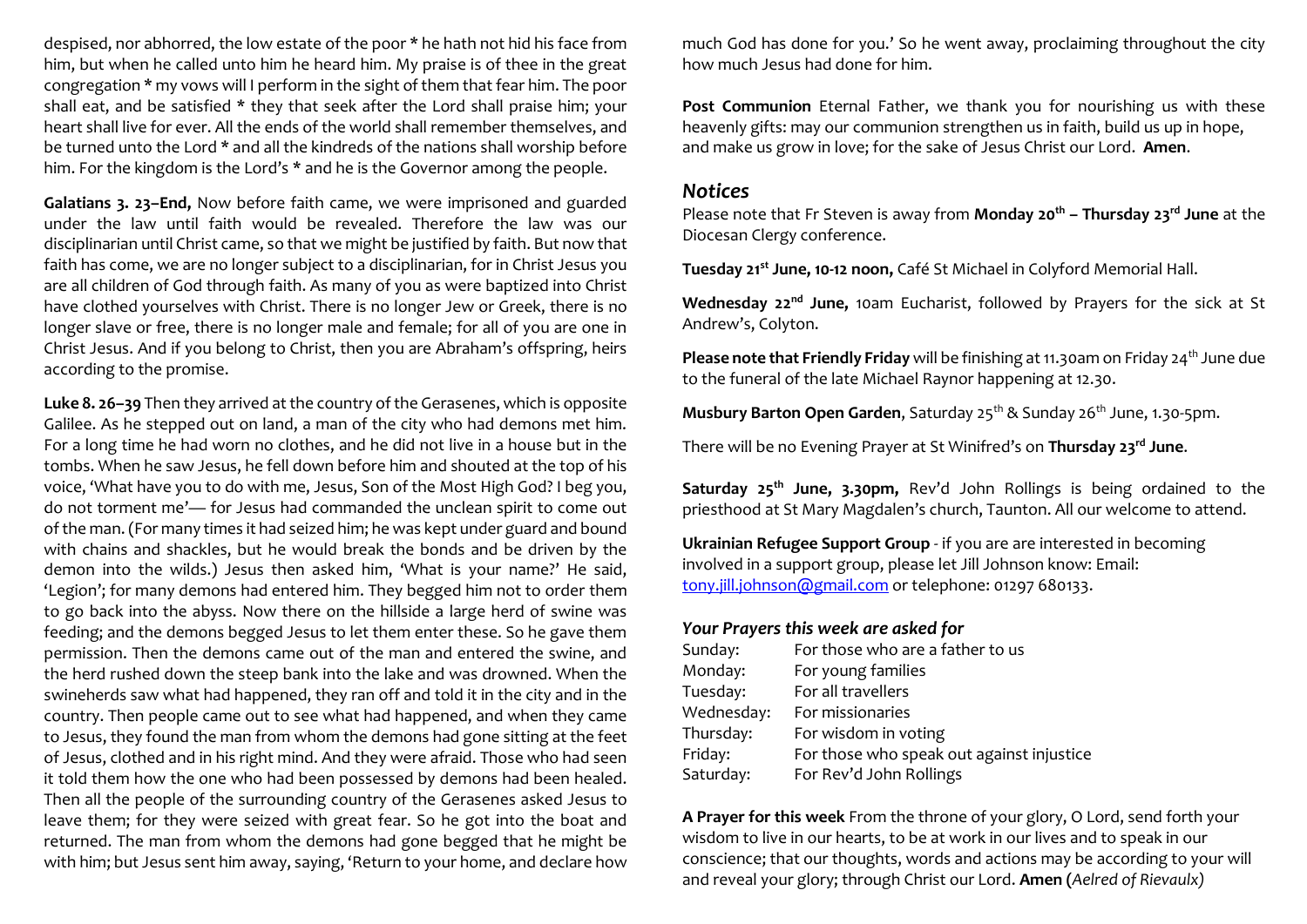despised, nor abhorred, the low estate of the poor * he hath not hid his face from him, but when he called unto him he heard him. My praise is of thee in the great congregation * my vows will I perform in the sight of them that fear him. The poor shall eat, and be satisfied * they that seek after the Lord shall praise him; your heart shall live for ever. All the ends of the world shall remember themselves, and be turned unto the Lord * and all the kindreds of the nations shall worship before him. For the kingdom is the Lord's * and he is the Governor among the people.

**Galatians 3. 23–End,** Now before faith came, we were imprisoned and guarded under the law until faith would be revealed. Therefore the law was our disciplinarian until Christ came, so that we might be justified by faith. But now that faith has come, we are no longer subject to a disciplinarian, for in Christ Jesus you are all children of God through faith. As many of you as were baptized into Christ have clothed yourselves with Christ. There is no longer Jew or Greek, there is no longer slave or free, there is no longer male and female; for all of you are one in Christ Jesus. And if you belong to Christ, then you are Abraham's offspring, heirs according to the promise.

**Luke 8. 26–39** Then they arrived at the country of the Gerasenes, which is opposite Galilee. As he stepped out on land, a man of the city who had demons met him. For a long time he had worn no clothes, and he did not live in a house but in the tombs. When he saw Jesus, he fell down before him and shouted at the top of his voice, 'What have you to do with me, Jesus, Son of the Most High God? I beg you, do not torment me'— for Jesus had commanded the unclean spirit to come out of the man. (For many times it had seized him; he was kept under guard and bound with chains and shackles, but he would break the bonds and be driven by the demon into the wilds.) Jesus then asked him, 'What is your name?' He said, 'Legion'; for many demons had entered him. They begged him not to order them to go back into the abyss. Now there on the hillside a large herd of swine was feeding; and the demons begged Jesus to let them enter these. So he gave them permission. Then the demons came out of the man and entered the swine, and the herd rushed down the steep bank into the lake and was drowned. When the swineherds saw what had happened, they ran off and told it in the city and in the country. Then people came out to see what had happened, and when they came to Jesus, they found the man from whom the demons had gone sitting at the feet of Jesus, clothed and in his right mind. And they were afraid. Those who had seen it told them how the one who had been possessed by demons had been healed. Then all the people of the surrounding country of the Gerasenes asked Jesus to leave them; for they were seized with great fear. So he got into the boat and returned. The man from whom the demons had gone begged that he might be with him; but Jesus sent him away, saying, 'Return to your home, and declare how much God has done for you.' So he went away, proclaiming throughout the city how much Jesus had done for him.

**Post Communion** Eternal Father, we thank you for nourishing us with these heavenly gifts: may our communion strengthen us in faith, build us up in hope, and make us grow in love; for the sake of Jesus Christ our Lord. **Amen**.

## *Notices*

Please note that Fr Steven is away from **Monday 20th – Thursday 23rd June** at the Diocesan Clergy conference.

**Tuesday 21st June, 10-12 noon,** Café St Michael in Colyford Memorial Hall.

**Wednesday 22nd June,** 10am Eucharist, followed by Prayers for the sick at St Andrew's, Colyton.

**Please note that Friendly Friday** will be finishing at 11.30am on Friday 24th June due to the funeral of the late Michael Raynor happening at 12.30.

**Musbury Barton Open Garden**, Saturday 25th & Sunday 26th June, 1.30-5pm.

There will be no Evening Prayer at St Winifred's on **Thursday 23rd June**.

**Saturday 25th June, 3.30pm,** Rev'd John Rollings is being ordained to the priesthood at St Mary Magdalen's church, Taunton. All our welcome to attend.

**Ukrainian Refugee Support Group** - if you are are interested in becoming involved in a support group, please let Jill Johnson know: Email: tony.jill.johnson@gmail.com or telephone: 01297 680133.

### *Your Prayers this week are asked for*

| | |
|---|---|
| Sunday: | For those who are a father to us |
| Monday: | For young families |
| Tuesday: | For all travellers |
| Wednesday: | For missionaries |
| Thursday: | For wisdom in voting |
| Friday: | For those who speak out against injustice |
| Saturday: | For Rev'd John Rollings |

**A Prayer for this week** From the throne of your glory, O Lord, send forth your wisdom to live in our hearts, to be at work in our lives and to speak in our conscience; that our thoughts, words and actions may be according to your will and reveal your glory; through Christ our Lord. **Amen** (*Aelred of Rievaulx)*